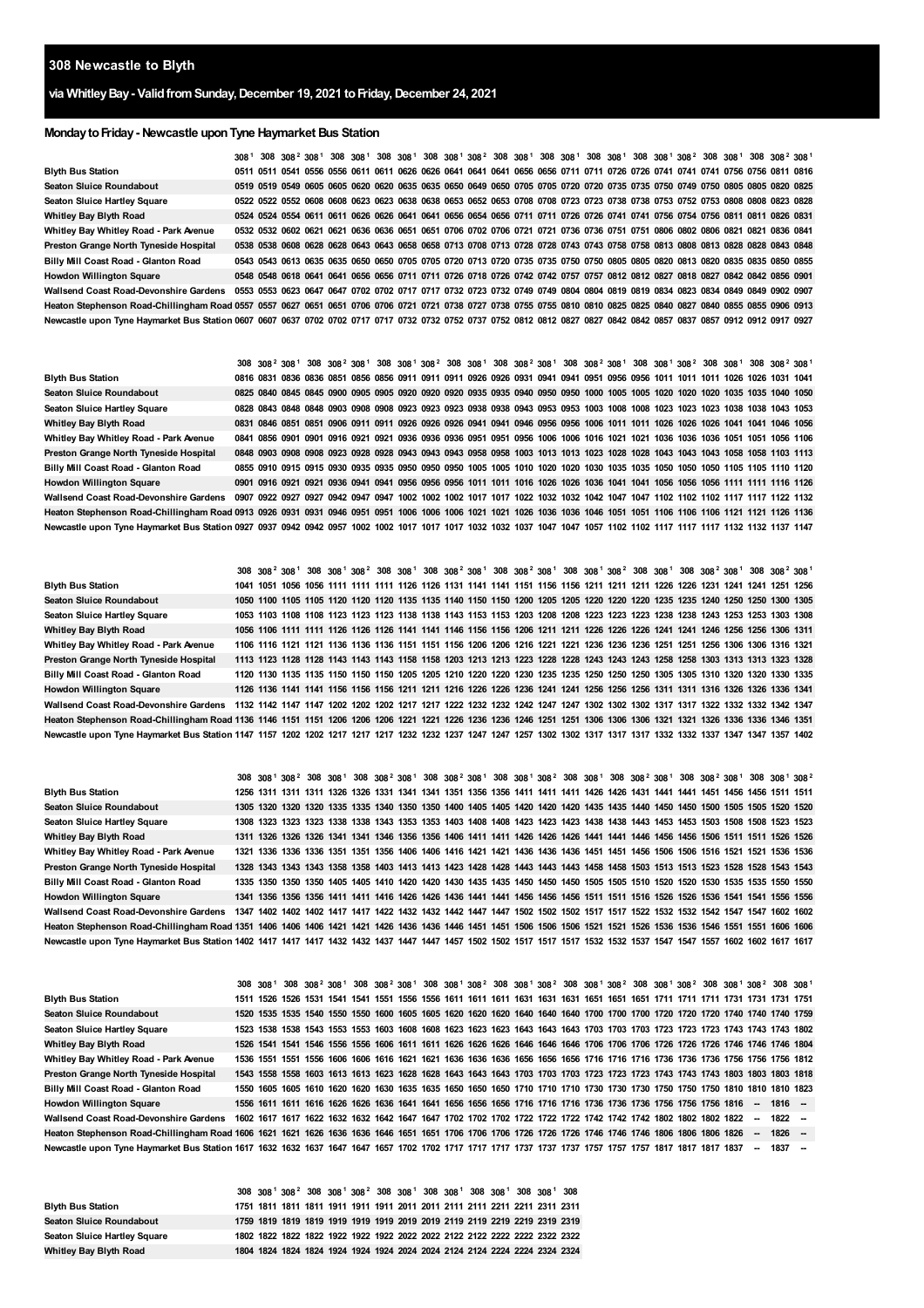# 308 Newcastle to Blyth

## via Whitley Bay - Valid from Sunday, December 19, 2021 to Friday, December 24, 2021

### Monday to Friday - Newcastle upon Tyne Haymarket Bus Station

| | 308[1] | 308 | 308[2] | 308[1] | 308 | 308[1] | 308 | 308[1] | 308 | 308[1] | 308[2] | 308 | 308[1] | 308 | 308[1] | 308 | 308[1] | 308 | 308[1] | 308[2] | 308 | 308[1] | 308 | 308[2] | 308[1] |
|---|---|---|---|---|---|---|---|---|---|---|---|---|---|---|---|---|---|---|---|---|---|---|---|---|---|
| Blyth Bus Station | 0511 | 0511 | 0541 | 0556 | 0556 | 0611 | 0611 | 0626 | 0626 | 0641 | 0641 | 0641 | 0656 | 0656 | 0711 | 0711 | 0726 | 0726 | 0741 | 0741 | 0741 | 0756 | 0756 | 0811 | 0816 |
| Seaton Sluice Roundabout | 0519 | 0519 | 0549 | 0605 | 0605 | 0620 | 0620 | 0635 | 0635 | 0650 | 0649 | 0650 | 0705 | 0705 | 0720 | 0720 | 0735 | 0735 | 0750 | 0749 | 0750 | 0805 | 0805 | 0820 | 0825 |
| Seaton Sluice Hartley Square | 0522 | 0522 | 0552 | 0608 | 0608 | 0623 | 0623 | 0638 | 0638 | 0653 | 0652 | 0653 | 0708 | 0708 | 0723 | 0723 | 0738 | 0738 | 0753 | 0752 | 0753 | 0808 | 0808 | 0823 | 0828 |
| Whitley Bay Blyth Road | 0524 | 0524 | 0554 | 0611 | 0611 | 0626 | 0626 | 0641 | 0641 | 0656 | 0654 | 0656 | 0711 | 0711 | 0726 | 0726 | 0741 | 0741 | 0756 | 0754 | 0756 | 0811 | 0811 | 0826 | 0831 |
| Whitley Bay Whitley Road - Park Avenue | 0532 | 0532 | 0602 | 0621 | 0621 | 0636 | 0636 | 0651 | 0651 | 0706 | 0702 | 0706 | 0721 | 0721 | 0736 | 0736 | 0751 | 0751 | 0806 | 0802 | 0806 | 0821 | 0821 | 0836 | 0841 |
| Preston Grange North Tyneside Hospital | 0538 | 0538 | 0608 | 0628 | 0628 | 0643 | 0643 | 0658 | 0658 | 0713 | 0708 | 0713 | 0728 | 0728 | 0743 | 0743 | 0758 | 0758 | 0813 | 0808 | 0813 | 0828 | 0828 | 0843 | 0848 |
| Billy Mill Coast Road - Glanton Road | 0543 | 0543 | 0613 | 0635 | 0635 | 0650 | 0650 | 0705 | 0705 | 0720 | 0713 | 0720 | 0735 | 0735 | 0750 | 0750 | 0805 | 0805 | 0820 | 0813 | 0820 | 0835 | 0835 | 0850 | 0855 |
| Howdon Willington Square | 0548 | 0548 | 0618 | 0641 | 0641 | 0656 | 0656 | 0711 | 0711 | 0726 | 0718 | 0726 | 0742 | 0742 | 0757 | 0757 | 0812 | 0812 | 0827 | 0818 | 0827 | 0842 | 0842 | 0856 | 0901 |
| Wallsend Coast Road-Devonshire Gardens | 0553 | 0553 | 0623 | 0647 | 0647 | 0702 | 0702 | 0717 | 0717 | 0732 | 0723 | 0732 | 0749 | 0749 | 0804 | 0804 | 0819 | 0819 | 0834 | 0823 | 0834 | 0849 | 0849 | 0902 | 0907 |
| Heaton Stephenson Road-Chillingham Road | 0557 | 0557 | 0627 | 0651 | 0651 | 0706 | 0706 | 0721 | 0721 | 0738 | 0727 | 0738 | 0755 | 0755 | 0810 | 0810 | 0825 | 0825 | 0840 | 0827 | 0840 | 0855 | 0855 | 0906 | 0913 |
| Newcastle upon Tyne Haymarket Bus Station | 0607 | 0607 | 0637 | 0702 | 0702 | 0717 | 0717 | 0732 | 0732 | 0752 | 0737 | 0752 | 0812 | 0812 | 0827 | 0827 | 0842 | 0842 | 0857 | 0837 | 0857 | 0912 | 0912 | 0917 | 0927 |

| | 308 | 308[2] | 308[1] | 308 | 308[2] | 308[1] | 308 | 308[1] | 308[2] | 308 | 308[1] | 308 | 308[2] | 308[1] | 308 | 308[2] | 308[1] | 308 | 308[1] | 308[2] | 308 | 308[1] | 308 | 308[2] | 308[1] |
|---|---|---|---|---|---|---|---|---|---|---|---|---|---|---|---|---|---|---|---|---|---|---|---|---|---|
| Blyth Bus Station | 0816 | 0831 | 0836 | 0836 | 0851 | 0856 | 0856 | 0911 | 0911 | 0911 | 0926 | 0926 | 0931 | 0941 | 0941 | 0951 | 0956 | 0956 | 1011 | 1011 | 1011 | 1026 | 1026 | 1031 | 1041 |
| Seaton Sluice Roundabout | 0825 | 0840 | 0845 | 0845 | 0900 | 0905 | 0905 | 0920 | 0920 | 0920 | 0935 | 0935 | 0940 | 0950 | 0950 | 1000 | 1005 | 1005 | 1020 | 1020 | 1020 | 1035 | 1035 | 1040 | 1050 |
| Seaton Sluice Hartley Square | 0828 | 0843 | 0848 | 0848 | 0903 | 0908 | 0908 | 0923 | 0923 | 0923 | 0938 | 0938 | 0943 | 0953 | 0953 | 1003 | 1008 | 1008 | 1023 | 1023 | 1023 | 1038 | 1038 | 1043 | 1053 |
| Whitley Bay Blyth Road | 0831 | 0846 | 0851 | 0851 | 0906 | 0911 | 0911 | 0926 | 0926 | 0926 | 0941 | 0941 | 0946 | 0956 | 0956 | 1006 | 1011 | 1011 | 1026 | 1026 | 1026 | 1041 | 1041 | 1046 | 1056 |
| Whitley Bay Whitley Road - Park Avenue | 0841 | 0856 | 0901 | 0901 | 0916 | 0921 | 0921 | 0936 | 0936 | 0936 | 0951 | 0951 | 0956 | 1006 | 1006 | 1016 | 1021 | 1021 | 1036 | 1036 | 1036 | 1051 | 1051 | 1056 | 1106 |
| Preston Grange North Tyneside Hospital | 0848 | 0903 | 0908 | 0908 | 0923 | 0928 | 0928 | 0943 | 0943 | 0943 | 0958 | 0958 | 1003 | 1013 | 1013 | 1023 | 1028 | 1028 | 1043 | 1043 | 1043 | 1058 | 1058 | 1103 | 1113 |
| Billy Mill Coast Road - Glanton Road | 0855 | 0910 | 0915 | 0915 | 0930 | 0935 | 0935 | 0950 | 0950 | 0950 | 1005 | 1005 | 1010 | 1020 | 1020 | 1030 | 1035 | 1035 | 1050 | 1050 | 1050 | 1105 | 1105 | 1110 | 1120 |
| Howdon Willington Square | 0901 | 0916 | 0921 | 0921 | 0936 | 0941 | 0941 | 0956 | 0956 | 0956 | 1011 | 1011 | 1016 | 1026 | 1026 | 1036 | 1041 | 1041 | 1056 | 1056 | 1056 | 1111 | 1111 | 1116 | 1126 |
| Wallsend Coast Road-Devonshire Gardens | 0907 | 0922 | 0927 | 0927 | 0942 | 0947 | 0947 | 1002 | 1002 | 1002 | 1017 | 1017 | 1022 | 1032 | 1032 | 1042 | 1047 | 1047 | 1102 | 1102 | 1102 | 1117 | 1117 | 1122 | 1132 |
| Heaton Stephenson Road-Chillingham Road | 0913 | 0926 | 0931 | 0931 | 0946 | 0951 | 0951 | 1006 | 1006 | 1006 | 1021 | 1021 | 1026 | 1036 | 1036 | 1046 | 1051 | 1051 | 1106 | 1106 | 1106 | 1121 | 1121 | 1126 | 1136 |
| Newcastle upon Tyne Haymarket Bus Station | 0927 | 0937 | 0942 | 0942 | 0957 | 1002 | 1002 | 1017 | 1017 | 1017 | 1032 | 1032 | 1037 | 1047 | 1047 | 1057 | 1102 | 1102 | 1117 | 1117 | 1117 | 1132 | 1132 | 1137 | 1147 |

| | 308 | 308[2] | 308[1] | 308 | 308[1] | 308[2] | 308 | 308[1] | 308 | 308[2] | 308[1] | 308 | 308[2] | 308[1] | 308 | 308[1] | 308[2] | 308 | 308[1] | 308 | 308[2] | 308[1] | 308 | 308[2] | 308[1] |
|---|---|---|---|---|---|---|---|---|---|---|---|---|---|---|---|---|---|---|---|---|---|---|---|---|---|
| Blyth Bus Station | 1041 | 1051 | 1056 | 1056 | 1111 | 1111 | 1111 | 1126 | 1126 | 1131 | 1141 | 1141 | 1151 | 1156 | 1156 | 1211 | 1211 | 1211 | 1226 | 1226 | 1231 | 1241 | 1241 | 1251 | 1256 |
| Seaton Sluice Roundabout | 1050 | 1100 | 1105 | 1105 | 1120 | 1120 | 1120 | 1135 | 1135 | 1140 | 1150 | 1150 | 1200 | 1205 | 1205 | 1220 | 1220 | 1220 | 1235 | 1235 | 1240 | 1250 | 1250 | 1300 | 1305 |
| Seaton Sluice Hartley Square | 1053 | 1103 | 1108 | 1108 | 1123 | 1123 | 1123 | 1138 | 1138 | 1143 | 1153 | 1153 | 1203 | 1208 | 1208 | 1223 | 1223 | 1223 | 1238 | 1238 | 1243 | 1253 | 1253 | 1303 | 1308 |
| Whitley Bay Blyth Road | 1056 | 1106 | 1111 | 1111 | 1126 | 1126 | 1126 | 1141 | 1141 | 1146 | 1156 | 1156 | 1206 | 1211 | 1211 | 1226 | 1226 | 1226 | 1241 | 1241 | 1246 | 1256 | 1256 | 1306 | 1311 |
| Whitley Bay Whitley Road - Park Avenue | 1106 | 1116 | 1121 | 1121 | 1136 | 1136 | 1136 | 1151 | 1151 | 1156 | 1206 | 1206 | 1216 | 1221 | 1221 | 1236 | 1236 | 1236 | 1251 | 1251 | 1256 | 1306 | 1306 | 1316 | 1321 |
| Preston Grange North Tyneside Hospital | 1113 | 1123 | 1128 | 1128 | 1143 | 1143 | 1143 | 1158 | 1158 | 1203 | 1213 | 1213 | 1223 | 1228 | 1228 | 1243 | 1243 | 1243 | 1258 | 1258 | 1303 | 1313 | 1313 | 1323 | 1328 |
| Billy Mill Coast Road - Glanton Road | 1120 | 1130 | 1135 | 1135 | 1150 | 1150 | 1150 | 1205 | 1205 | 1210 | 1220 | 1220 | 1230 | 1235 | 1235 | 1250 | 1250 | 1250 | 1305 | 1305 | 1310 | 1320 | 1320 | 1330 | 1335 |
| Howdon Willington Square | 1126 | 1136 | 1141 | 1141 | 1156 | 1156 | 1156 | 1211 | 1211 | 1216 | 1226 | 1226 | 1236 | 1241 | 1241 | 1256 | 1256 | 1256 | 1311 | 1311 | 1316 | 1326 | 1326 | 1336 | 1341 |
| Wallsend Coast Road-Devonshire Gardens | 1132 | 1142 | 1147 | 1147 | 1202 | 1202 | 1202 | 1217 | 1217 | 1222 | 1232 | 1232 | 1242 | 1247 | 1247 | 1302 | 1302 | 1302 | 1317 | 1317 | 1322 | 1332 | 1332 | 1342 | 1347 |
| Heaton Stephenson Road-Chillingham Road | 1136 | 1146 | 1151 | 1151 | 1206 | 1206 | 1206 | 1221 | 1221 | 1226 | 1236 | 1236 | 1246 | 1251 | 1251 | 1306 | 1306 | 1306 | 1321 | 1321 | 1326 | 1336 | 1336 | 1346 | 1351 |
| Newcastle upon Tyne Haymarket Bus Station | 1147 | 1157 | 1202 | 1202 | 1217 | 1217 | 1217 | 1232 | 1232 | 1237 | 1247 | 1247 | 1257 | 1302 | 1302 | 1317 | 1317 | 1317 | 1332 | 1332 | 1337 | 1347 | 1347 | 1357 | 1402 |

| | 308 | 308[1] | 308[2] | 308 | 308[1] | 308 | 308[2] | 308[1] | 308 | 308[2] | 308[1] | 308 | 308[1] | 308[2] | 308 | 308[1] | 308 | 308[2] | 308[1] | 308 | 308[2] | 308[1] | 308 | 308[1] | 308[2] |
|---|---|---|---|---|---|---|---|---|---|---|---|---|---|---|---|---|---|---|---|---|---|---|---|---|---|
| Blyth Bus Station | 1256 | 1311 | 1311 | 1311 | 1326 | 1326 | 1331 | 1341 | 1341 | 1351 | 1356 | 1356 | 1411 | 1411 | 1411 | 1426 | 1426 | 1431 | 1441 | 1441 | 1451 | 1456 | 1456 | 1511 | 1511 |
| Seaton Sluice Roundabout | 1305 | 1320 | 1320 | 1320 | 1335 | 1335 | 1340 | 1350 | 1350 | 1400 | 1405 | 1405 | 1420 | 1420 | 1420 | 1435 | 1435 | 1440 | 1450 | 1450 | 1500 | 1505 | 1505 | 1520 | 1520 |
| Seaton Sluice Hartley Square | 1308 | 1323 | 1323 | 1323 | 1338 | 1338 | 1343 | 1353 | 1353 | 1403 | 1408 | 1408 | 1423 | 1423 | 1423 | 1438 | 1438 | 1443 | 1453 | 1453 | 1503 | 1508 | 1508 | 1523 | 1523 |
| Whitley Bay Blyth Road | 1311 | 1326 | 1326 | 1326 | 1341 | 1341 | 1346 | 1356 | 1356 | 1406 | 1411 | 1411 | 1426 | 1426 | 1426 | 1441 | 1441 | 1446 | 1456 | 1456 | 1506 | 1511 | 1511 | 1526 | 1526 |
| Whitley Bay Whitley Road - Park Avenue | 1321 | 1336 | 1336 | 1336 | 1351 | 1351 | 1356 | 1406 | 1406 | 1416 | 1421 | 1421 | 1436 | 1436 | 1436 | 1451 | 1451 | 1456 | 1506 | 1506 | 1516 | 1521 | 1521 | 1536 | 1536 |
| Preston Grange North Tyneside Hospital | 1328 | 1343 | 1343 | 1343 | 1358 | 1358 | 1403 | 1413 | 1413 | 1423 | 1428 | 1428 | 1443 | 1443 | 1443 | 1458 | 1458 | 1503 | 1513 | 1513 | 1523 | 1528 | 1528 | 1543 | 1543 |
| Billy Mill Coast Road - Glanton Road | 1335 | 1350 | 1350 | 1350 | 1405 | 1405 | 1410 | 1420 | 1420 | 1430 | 1435 | 1435 | 1450 | 1450 | 1450 | 1505 | 1505 | 1510 | 1520 | 1520 | 1530 | 1535 | 1535 | 1550 | 1550 |
| Howdon Willington Square | 1341 | 1356 | 1356 | 1356 | 1411 | 1411 | 1416 | 1426 | 1426 | 1436 | 1441 | 1441 | 1456 | 1456 | 1456 | 1511 | 1511 | 1516 | 1526 | 1526 | 1536 | 1541 | 1541 | 1556 | 1556 |
| Wallsend Coast Road-Devonshire Gardens | 1347 | 1402 | 1402 | 1402 | 1417 | 1417 | 1422 | 1432 | 1432 | 1442 | 1447 | 1447 | 1502 | 1502 | 1502 | 1517 | 1517 | 1522 | 1532 | 1532 | 1542 | 1547 | 1547 | 1602 | 1602 |
| Heaton Stephenson Road-Chillingham Road | 1351 | 1406 | 1406 | 1406 | 1421 | 1421 | 1426 | 1436 | 1436 | 1446 | 1451 | 1451 | 1506 | 1506 | 1506 | 1521 | 1521 | 1526 | 1536 | 1536 | 1546 | 1551 | 1551 | 1606 | 1606 |
| Newcastle upon Tyne Haymarket Bus Station | 1402 | 1417 | 1417 | 1417 | 1432 | 1432 | 1437 | 1447 | 1447 | 1457 | 1502 | 1502 | 1517 | 1517 | 1517 | 1532 | 1532 | 1537 | 1547 | 1547 | 1557 | 1602 | 1602 | 1617 | 1617 |

| | 308 | 308[1] | 308 | 308[2] | 308[1] | 308 | 308[2] | 308[1] | 308 | 308[1] | 308[2] | 308 | 308[1] | 308[2] | 308 | 308[1] | 308[2] | 308 | 308[1] | 308[2] | 308 | 308[1] | 308[2] | 308 | 308[1] |
|---|---|---|---|---|---|---|---|---|---|---|---|---|---|---|---|---|---|---|---|---|---|---|---|---|---|
| Blyth Bus Station | 1511 | 1526 | 1526 | 1531 | 1541 | 1541 | 1551 | 1556 | 1556 | 1611 | 1611 | 1611 | 1631 | 1631 | 1631 | 1651 | 1651 | 1651 | 1711 | 1711 | 1711 | 1731 | 1731 | 1731 | 1751 |
| Seaton Sluice Roundabout | 1520 | 1535 | 1535 | 1540 | 1550 | 1550 | 1600 | 1605 | 1605 | 1620 | 1620 | 1620 | 1640 | 1640 | 1640 | 1700 | 1700 | 1700 | 1720 | 1720 | 1720 | 1740 | 1740 | 1740 | 1759 |
| Seaton Sluice Hartley Square | 1523 | 1538 | 1538 | 1543 | 1553 | 1553 | 1603 | 1608 | 1608 | 1623 | 1623 | 1623 | 1643 | 1643 | 1643 | 1703 | 1703 | 1703 | 1723 | 1723 | 1723 | 1743 | 1743 | 1743 | 1802 |
| Whitley Bay Blyth Road | 1526 | 1541 | 1541 | 1546 | 1556 | 1556 | 1606 | 1611 | 1611 | 1626 | 1626 | 1626 | 1646 | 1646 | 1646 | 1706 | 1706 | 1706 | 1726 | 1726 | 1726 | 1746 | 1746 | 1746 | 1804 |
| Whitley Bay Whitley Road - Park Avenue | 1536 | 1551 | 1551 | 1556 | 1606 | 1606 | 1616 | 1621 | 1621 | 1636 | 1636 | 1636 | 1656 | 1656 | 1656 | 1716 | 1716 | 1716 | 1736 | 1736 | 1736 | 1756 | 1756 | 1756 | 1812 |
| Preston Grange North Tyneside Hospital | 1543 | 1558 | 1558 | 1603 | 1613 | 1613 | 1623 | 1628 | 1628 | 1643 | 1643 | 1643 | 1703 | 1703 | 1703 | 1723 | 1723 | 1723 | 1743 | 1743 | 1743 | 1803 | 1803 | 1803 | 1818 |
| Billy Mill Coast Road - Glanton Road | 1550 | 1605 | 1605 | 1610 | 1620 | 1620 | 1630 | 1635 | 1635 | 1650 | 1650 | 1650 | 1710 | 1710 | 1710 | 1730 | 1730 | 1730 | 1750 | 1750 | 1750 | 1810 | 1810 | 1810 | 1823 |
| Howdon Willington Square | 1556 | 1611 | 1611 | 1616 | 1626 | 1626 | 1636 | 1641 | 1641 | 1656 | 1656 | 1656 | 1716 | 1716 | 1716 | 1736 | 1736 | 1736 | 1756 | 1756 | 1756 | 1816 | -- | 1816 | -- |
| Wallsend Coast Road-Devonshire Gardens | 1602 | 1617 | 1617 | 1622 | 1632 | 1632 | 1642 | 1647 | 1647 | 1702 | 1702 | 1702 | 1722 | 1722 | 1722 | 1742 | 1742 | 1742 | 1802 | 1802 | 1802 | 1822 | -- | 1822 | -- |
| Heaton Stephenson Road-Chillingham Road | 1606 | 1621 | 1621 | 1626 | 1636 | 1636 | 1646 | 1651 | 1651 | 1706 | 1706 | 1706 | 1726 | 1726 | 1726 | 1746 | 1746 | 1746 | 1806 | 1806 | 1806 | 1826 | -- | 1826 | -- |
| Newcastle upon Tyne Haymarket Bus Station | 1617 | 1632 | 1632 | 1637 | 1647 | 1647 | 1657 | 1702 | 1702 | 1717 | 1717 | 1717 | 1737 | 1737 | 1737 | 1757 | 1757 | 1757 | 1817 | 1817 | 1817 | 1837 | -- | 1837 | -- |

| | 308 | 308[1] | 308[2] | 308 | 308[1] | 308[2] | 308 | 308[1] | 308 | 308[1] | 308 | 308[1] | 308 | 308[1] | 308 |
|---|---|---|---|---|---|---|---|---|---|---|---|---|---|---|---|
| Blyth Bus Station | 1751 | 1811 | 1811 | 1811 | 1911 | 1911 | 1911 | 2011 | 2011 | 2111 | 2111 | 2211 | 2211 | 2311 | 2311 |
| Seaton Sluice Roundabout | 1759 | 1819 | 1819 | 1819 | 1919 | 1919 | 1919 | 2019 | 2019 | 2119 | 2119 | 2219 | 2219 | 2319 | 2319 |
| Seaton Sluice Hartley Square | 1802 | 1822 | 1822 | 1822 | 1922 | 1922 | 1922 | 2022 | 2022 | 2122 | 2122 | 2222 | 2222 | 2322 | 2322 |
| Whitley Bay Blyth Road | 1804 | 1824 | 1824 | 1824 | 1924 | 1924 | 1924 | 2024 | 2024 | 2124 | 2124 | 2224 | 2224 | 2324 | 2324 |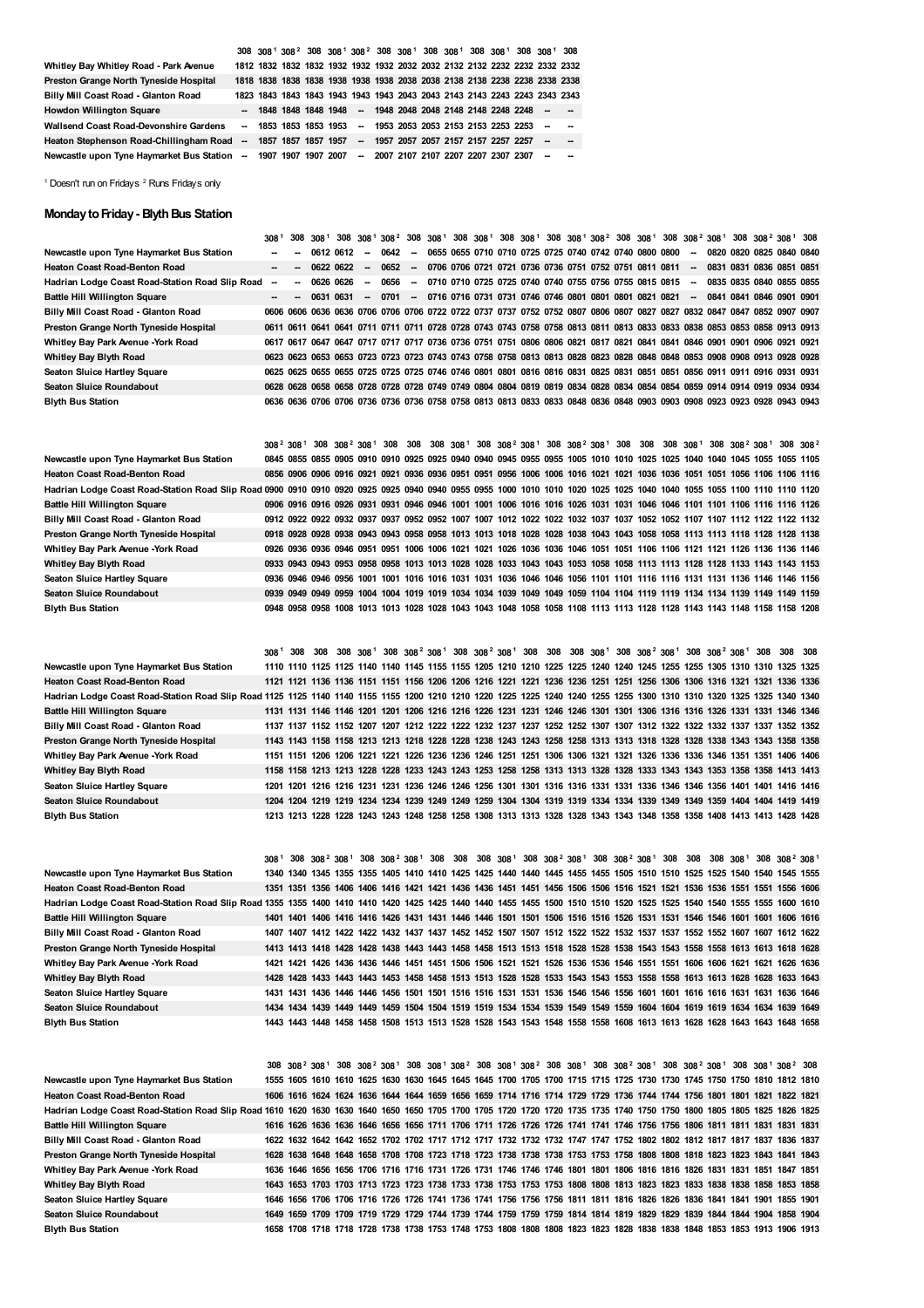| | 308 | 308[1] | 308[2] | 308 | 308[1] | 308[2] | 308 | 308[1] | 308 | 308[1] | 308 | 308[1] | 308 | 308[1] | 308 |
|---|---|---|---|---|---|---|---|---|---|---|---|---|---|---|---|
| Whitley Bay Whitley Road - Park Avenue | 1812 | 1832 | 1832 | 1832 | 1932 | 1932 | 1932 | 2032 | 2032 | 2132 | 2132 | 2232 | 2232 | 2332 | 2332 |
| Preston Grange North Tyneside Hospital | 1818 | 1838 | 1838 | 1838 | 1938 | 1938 | 1938 | 2038 | 2038 | 2138 | 2138 | 2238 | 2238 | 2338 | 2338 |
| Billy Mill Coast Road - Glanton Road | 1823 | 1843 | 1843 | 1843 | 1943 | 1943 | 1943 | 2043 | 2043 | 2143 | 2143 | 2243 | 2243 | 2343 | 2343 |
| Howdon Willington Square | -- | 1848 | 1848 | 1848 | 1948 | -- | 1948 | 2048 | 2048 | 2148 | 2148 | 2248 | 2248 | -- | -- |
| Wallsend Coast Road-Devonshire Gardens | -- | 1853 | 1853 | 1853 | 1953 | -- | 1953 | 2053 | 2053 | 2153 | 2153 | 2253 | 2253 | -- | -- |
| Heaton Stephenson Road-Chillingham Road | -- | 1857 | 1857 | 1857 | 1957 | -- | 1957 | 2057 | 2057 | 2157 | 2157 | 2257 | 2257 | -- | -- |
| Newcastle upon Tyne Haymarket Bus Station | -- | 1907 | 1907 | 1907 | 2007 | -- | 2007 | 2107 | 2107 | 2207 | 2207 | 2307 | 2307 | -- | -- |

[1] Doesn't run on Fridays [2] Runs Fridays only

## Monday to Friday - Blyth Bus Station

| | 308[1] | 308 | 308[1] | 308 | 308[1] | 308[2] | 308 | 308[1] | 308 | 308[1] | 308 | 308[1] | 308 | 308[1] | 308[2] | 308 | 308[1] | 308 | 308[2] | 308[1] | 308 | 308[2] | 308[1] | 308 |
|---|---|---|---|---|---|---|---|---|---|---|---|---|---|---|---|---|---|---|---|---|---|---|---|---|
| Newcastle upon Tyne Haymarket Bus Station | -- | -- | 0612 | 0612 | -- | 0642 | -- | 0655 | 0655 | 0710 | 0710 | 0725 | 0725 | 0740 | 0742 | 0740 | 0800 | 0800 | -- | 0820 | 0820 | 0825 | 0840 | 0840 |
| Heaton Coast Road-Benton Road | -- | -- | 0622 | 0622 | -- | 0652 | -- | 0706 | 0706 | 0721 | 0721 | 0736 | 0736 | 0751 | 0752 | 0751 | 0811 | 0811 | -- | 0831 | 0831 | 0836 | 0851 | 0851 |
| Hadrian Lodge Coast Road-Station Road Slip Road | -- | -- | 0626 | 0626 | -- | 0656 | -- | 0710 | 0710 | 0725 | 0725 | 0740 | 0740 | 0755 | 0756 | 0755 | 0815 | 0815 | -- | 0835 | 0835 | 0840 | 0855 | 0855 |
| Battle Hill Willington Square | -- | -- | 0631 | 0631 | -- | 0701 | -- | 0716 | 0716 | 0731 | 0731 | 0746 | 0746 | 0801 | 0801 | 0801 | 0821 | 0821 | -- | 0841 | 0841 | 0846 | 0901 | 0901 |
| Billy Mill Coast Road - Glanton Road | 0606 | 0606 | 0636 | 0636 | 0706 | 0706 | 0706 | 0722 | 0722 | 0737 | 0737 | 0752 | 0752 | 0807 | 0806 | 0807 | 0827 | 0827 | 0832 | 0847 | 0847 | 0852 | 0907 | 0907 |
| Preston Grange North Tyneside Hospital | 0611 | 0611 | 0641 | 0641 | 0711 | 0711 | 0711 | 0728 | 0728 | 0743 | 0743 | 0758 | 0758 | 0813 | 0811 | 0813 | 0833 | 0833 | 0838 | 0853 | 0853 | 0858 | 0913 | 0913 |
| Whitley Bay Park Avenue -York Road | 0617 | 0617 | 0647 | 0647 | 0717 | 0717 | 0717 | 0736 | 0736 | 0751 | 0751 | 0806 | 0806 | 0821 | 0817 | 0821 | 0841 | 0841 | 0846 | 0901 | 0901 | 0906 | 0921 | 0921 |
| Whitley Bay Blyth Road | 0623 | 0623 | 0653 | 0653 | 0723 | 0723 | 0723 | 0743 | 0743 | 0758 | 0758 | 0813 | 0813 | 0828 | 0823 | 0828 | 0848 | 0848 | 0853 | 0908 | 0908 | 0913 | 0928 | 0928 |
| Seaton Sluice Hartley Square | 0625 | 0625 | 0655 | 0655 | 0725 | 0725 | 0725 | 0746 | 0746 | 0801 | 0801 | 0816 | 0816 | 0831 | 0825 | 0831 | 0851 | 0851 | 0856 | 0911 | 0911 | 0916 | 0931 | 0931 |
| Seaton Sluice Roundabout | 0628 | 0628 | 0658 | 0658 | 0728 | 0728 | 0728 | 0749 | 0749 | 0804 | 0804 | 0819 | 0819 | 0834 | 0828 | 0834 | 0854 | 0854 | 0859 | 0914 | 0914 | 0919 | 0934 | 0934 |
| Blyth Bus Station | 0636 | 0636 | 0706 | 0706 | 0736 | 0736 | 0736 | 0758 | 0758 | 0813 | 0813 | 0833 | 0833 | 0848 | 0836 | 0848 | 0903 | 0903 | 0908 | 0923 | 0923 | 0928 | 0943 | 0943 |

| | 308[2] | 308[1] | 308 | 308[2] | 308[1] | 308 | 308 | 308 | 308[1] | 308 | 308[2] | 308[1] | 308 | 308[2] | 308[1] | 308 | 308 | 308 | 308[1] | 308 | 308[2] | 308[1] | 308 | 308[2] |
|---|---|---|---|---|---|---|---|---|---|---|---|---|---|---|---|---|---|---|---|---|---|---|---|---|
| Newcastle upon Tyne Haymarket Bus Station | 0845 | 0855 | 0855 | 0905 | 0910 | 0910 | 0925 | 0925 | 0940 | 0940 | 0945 | 0955 | 0955 | 1005 | 1010 | 1010 | 1025 | 1025 | 1040 | 1040 | 1045 | 1055 | 1055 | 1105 |
| Heaton Coast Road-Benton Road | 0856 | 0906 | 0906 | 0916 | 0921 | 0921 | 0936 | 0936 | 0951 | 0951 | 0956 | 1006 | 1006 | 1016 | 1021 | 1021 | 1036 | 1036 | 1051 | 1051 | 1056 | 1106 | 1106 | 1116 |
| Hadrian Lodge Coast Road-Station Road Slip Road | 0900 | 0910 | 0910 | 0920 | 0925 | 0925 | 0940 | 0940 | 0955 | 0955 | 1000 | 1010 | 1010 | 1020 | 1025 | 1025 | 1040 | 1040 | 1055 | 1055 | 1100 | 1110 | 1110 | 1120 |
| Battle Hill Willington Square | 0906 | 0916 | 0916 | 0926 | 0931 | 0931 | 0946 | 0946 | 1001 | 1001 | 1006 | 1016 | 1016 | 1026 | 1031 | 1031 | 1046 | 1046 | 1101 | 1101 | 1106 | 1116 | 1116 | 1126 |
| Billy Mill Coast Road - Glanton Road | 0912 | 0922 | 0922 | 0932 | 0937 | 0937 | 0952 | 0952 | 1007 | 1007 | 1012 | 1022 | 1022 | 1032 | 1037 | 1037 | 1052 | 1052 | 1107 | 1107 | 1112 | 1122 | 1122 | 1132 |
| Preston Grange North Tyneside Hospital | 0918 | 0928 | 0928 | 0938 | 0943 | 0943 | 0958 | 0958 | 1013 | 1013 | 1018 | 1028 | 1028 | 1038 | 1043 | 1043 | 1058 | 1058 | 1113 | 1113 | 1118 | 1128 | 1128 | 1138 |
| Whitley Bay Park Avenue -York Road | 0926 | 0936 | 0936 | 0946 | 0951 | 0951 | 1006 | 1006 | 1021 | 1021 | 1026 | 1036 | 1036 | 1046 | 1051 | 1051 | 1106 | 1106 | 1121 | 1121 | 1126 | 1136 | 1136 | 1146 |
| Whitley Bay Blyth Road | 0933 | 0943 | 0943 | 0953 | 0958 | 0958 | 1013 | 1013 | 1028 | 1028 | 1033 | 1043 | 1043 | 1053 | 1058 | 1058 | 1113 | 1113 | 1128 | 1128 | 1133 | 1143 | 1143 | 1153 |
| Seaton Sluice Hartley Square | 0936 | 0946 | 0946 | 0956 | 1001 | 1001 | 1016 | 1016 | 1031 | 1031 | 1036 | 1046 | 1046 | 1056 | 1101 | 1101 | 1116 | 1116 | 1131 | 1131 | 1136 | 1146 | 1146 | 1156 |
| Seaton Sluice Roundabout | 0939 | 0949 | 0949 | 0959 | 1004 | 1004 | 1019 | 1019 | 1034 | 1034 | 1039 | 1049 | 1049 | 1059 | 1104 | 1104 | 1119 | 1119 | 1134 | 1134 | 1139 | 1149 | 1149 | 1159 |
| Blyth Bus Station | 0948 | 0958 | 0958 | 1008 | 1013 | 1013 | 1028 | 1028 | 1043 | 1043 | 1048 | 1058 | 1058 | 1108 | 1113 | 1113 | 1128 | 1128 | 1143 | 1143 | 1148 | 1158 | 1158 | 1208 |

| | 308[1] | 308 | 308 | 308 | 308[1] | 308 | 308[2] | 308[1] | 308 | 308[2] | 308[1] | 308 | 308 | 308 | 308[1] | 308 | 308[2] | 308[1] | 308 | 308[2] | 308[1] | 308 | 308 | 308 |
|---|---|---|---|---|---|---|---|---|---|---|---|---|---|---|---|---|---|---|---|---|---|---|---|---|
| Newcastle upon Tyne Haymarket Bus Station | 1110 | 1110 | 1125 | 1125 | 1140 | 1140 | 1145 | 1155 | 1155 | 1205 | 1210 | 1210 | 1225 | 1225 | 1240 | 1240 | 1245 | 1255 | 1255 | 1305 | 1310 | 1310 | 1325 | 1325 |
| Heaton Coast Road-Benton Road | 1121 | 1121 | 1136 | 1136 | 1151 | 1151 | 1156 | 1206 | 1206 | 1216 | 1221 | 1221 | 1236 | 1236 | 1251 | 1251 | 1256 | 1306 | 1306 | 1316 | 1321 | 1321 | 1336 | 1336 |
| Hadrian Lodge Coast Road-Station Road Slip Road | 1125 | 1125 | 1140 | 1140 | 1155 | 1155 | 1200 | 1210 | 1210 | 1220 | 1225 | 1225 | 1240 | 1240 | 1255 | 1255 | 1300 | 1310 | 1310 | 1320 | 1325 | 1325 | 1340 | 1340 |
| Battle Hill Willington Square | 1131 | 1131 | 1146 | 1146 | 1201 | 1201 | 1206 | 1216 | 1216 | 1226 | 1231 | 1231 | 1246 | 1246 | 1301 | 1301 | 1306 | 1316 | 1316 | 1326 | 1331 | 1331 | 1346 | 1346 |
| Billy Mill Coast Road - Glanton Road | 1137 | 1137 | 1152 | 1152 | 1207 | 1207 | 1212 | 1222 | 1222 | 1232 | 1237 | 1237 | 1252 | 1252 | 1307 | 1307 | 1312 | 1322 | 1322 | 1332 | 1337 | 1337 | 1352 | 1352 |
| Preston Grange North Tyneside Hospital | 1143 | 1143 | 1158 | 1158 | 1213 | 1213 | 1218 | 1228 | 1228 | 1238 | 1243 | 1243 | 1258 | 1258 | 1313 | 1313 | 1318 | 1328 | 1328 | 1338 | 1343 | 1343 | 1358 | 1358 |
| Whitley Bay Park Avenue -York Road | 1151 | 1151 | 1206 | 1206 | 1221 | 1221 | 1226 | 1236 | 1236 | 1246 | 1251 | 1251 | 1306 | 1306 | 1321 | 1321 | 1326 | 1336 | 1336 | 1346 | 1351 | 1351 | 1406 | 1406 |
| Whitley Bay Blyth Road | 1158 | 1158 | 1213 | 1213 | 1228 | 1228 | 1233 | 1243 | 1243 | 1253 | 1258 | 1258 | 1313 | 1313 | 1328 | 1328 | 1333 | 1343 | 1343 | 1353 | 1358 | 1358 | 1413 | 1413 |
| Seaton Sluice Hartley Square | 1201 | 1201 | 1216 | 1216 | 1231 | 1231 | 1236 | 1246 | 1246 | 1256 | 1301 | 1301 | 1316 | 1316 | 1331 | 1331 | 1336 | 1346 | 1346 | 1356 | 1401 | 1401 | 1416 | 1416 |
| Seaton Sluice Roundabout | 1204 | 1204 | 1219 | 1219 | 1234 | 1234 | 1239 | 1249 | 1249 | 1259 | 1304 | 1304 | 1319 | 1319 | 1334 | 1334 | 1339 | 1349 | 1349 | 1359 | 1404 | 1404 | 1419 | 1419 |
| Blyth Bus Station | 1213 | 1213 | 1228 | 1228 | 1243 | 1243 | 1248 | 1258 | 1258 | 1308 | 1313 | 1313 | 1328 | 1328 | 1343 | 1343 | 1348 | 1358 | 1358 | 1408 | 1413 | 1413 | 1428 | 1428 |

| | 308[1] | 308 | 308[2] | 308[1] | 308 | 308[2] | 308[1] | 308 | 308 | 308 | 308[1] | 308 | 308[2] | 308[1] | 308 | 308[2] | 308[1] | 308 | 308 | 308 | 308[1] | 308 | 308[2] | 308[1] |
|---|---|---|---|---|---|---|---|---|---|---|---|---|---|---|---|---|---|---|---|---|---|---|---|---|
| Newcastle upon Tyne Haymarket Bus Station | 1340 | 1340 | 1345 | 1355 | 1355 | 1405 | 1410 | 1410 | 1425 | 1425 | 1440 | 1440 | 1445 | 1455 | 1455 | 1505 | 1510 | 1510 | 1525 | 1525 | 1540 | 1540 | 1545 | 1555 |
| Heaton Coast Road-Benton Road | 1351 | 1351 | 1356 | 1406 | 1406 | 1416 | 1421 | 1421 | 1436 | 1436 | 1451 | 1451 | 1456 | 1506 | 1506 | 1516 | 1521 | 1521 | 1536 | 1536 | 1551 | 1551 | 1556 | 1606 |
| Hadrian Lodge Coast Road-Station Road Slip Road | 1355 | 1355 | 1400 | 1410 | 1410 | 1420 | 1425 | 1425 | 1440 | 1440 | 1455 | 1455 | 1500 | 1510 | 1510 | 1520 | 1525 | 1525 | 1540 | 1540 | 1555 | 1555 | 1600 | 1610 |
| Battle Hill Willington Square | 1401 | 1401 | 1406 | 1416 | 1416 | 1426 | 1431 | 1431 | 1446 | 1446 | 1501 | 1501 | 1506 | 1516 | 1516 | 1526 | 1531 | 1531 | 1546 | 1546 | 1601 | 1601 | 1606 | 1616 |
| Billy Mill Coast Road - Glanton Road | 1407 | 1407 | 1412 | 1422 | 1422 | 1432 | 1437 | 1437 | 1452 | 1452 | 1507 | 1507 | 1512 | 1522 | 1522 | 1532 | 1537 | 1537 | 1552 | 1552 | 1607 | 1607 | 1612 | 1622 |
| Preston Grange North Tyneside Hospital | 1413 | 1413 | 1418 | 1428 | 1428 | 1438 | 1443 | 1443 | 1458 | 1458 | 1513 | 1513 | 1518 | 1528 | 1528 | 1538 | 1543 | 1543 | 1558 | 1558 | 1613 | 1613 | 1618 | 1628 |
| Whitley Bay Park Avenue -York Road | 1421 | 1421 | 1426 | 1436 | 1436 | 1446 | 1451 | 1451 | 1506 | 1506 | 1521 | 1521 | 1526 | 1536 | 1536 | 1546 | 1551 | 1551 | 1606 | 1606 | 1621 | 1621 | 1626 | 1636 |
| Whitley Bay Blyth Road | 1428 | 1428 | 1433 | 1443 | 1443 | 1453 | 1458 | 1458 | 1513 | 1513 | 1528 | 1528 | 1533 | 1543 | 1543 | 1553 | 1558 | 1558 | 1613 | 1613 | 1628 | 1628 | 1633 | 1643 |
| Seaton Sluice Hartley Square | 1431 | 1431 | 1436 | 1446 | 1446 | 1456 | 1501 | 1501 | 1516 | 1516 | 1531 | 1531 | 1536 | 1546 | 1546 | 1556 | 1601 | 1601 | 1616 | 1616 | 1631 | 1631 | 1636 | 1646 |
| Seaton Sluice Roundabout | 1434 | 1434 | 1439 | 1449 | 1449 | 1459 | 1504 | 1504 | 1519 | 1519 | 1534 | 1534 | 1539 | 1549 | 1549 | 1559 | 1604 | 1604 | 1619 | 1619 | 1634 | 1634 | 1639 | 1649 |
| Blyth Bus Station | 1443 | 1443 | 1448 | 1458 | 1458 | 1508 | 1513 | 1513 | 1528 | 1528 | 1543 | 1543 | 1548 | 1558 | 1558 | 1608 | 1613 | 1613 | 1628 | 1628 | 1643 | 1643 | 1648 | 1658 |

| | 308 | 308[2] | 308[1] | 308 | 308[2] | 308[1] | 308 | 308[1] | 308[2] | 308 | 308[1] | 308[2] | 308 | 308[1] | 308 | 308[2] | 308[1] | 308 | 308[2] | 308[1] | 308 | 308[1] | 308[2] | 308 |
|---|---|---|---|---|---|---|---|---|---|---|---|---|---|---|---|---|---|---|---|---|---|---|---|---|
| Newcastle upon Tyne Haymarket Bus Station | 1555 | 1605 | 1610 | 1610 | 1625 | 1630 | 1630 | 1645 | 1645 | 1645 | 1700 | 1705 | 1700 | 1715 | 1715 | 1725 | 1730 | 1730 | 1745 | 1750 | 1750 | 1810 | 1812 | 1810 |
| Heaton Coast Road-Benton Road | 1606 | 1616 | 1624 | 1624 | 1636 | 1644 | 1644 | 1659 | 1656 | 1659 | 1714 | 1716 | 1714 | 1729 | 1729 | 1736 | 1744 | 1744 | 1756 | 1801 | 1801 | 1821 | 1822 | 1821 |
| Hadrian Lodge Coast Road-Station Road Slip Road | 1610 | 1620 | 1630 | 1630 | 1640 | 1650 | 1650 | 1705 | 1700 | 1705 | 1720 | 1720 | 1720 | 1735 | 1735 | 1740 | 1750 | 1750 | 1800 | 1805 | 1805 | 1825 | 1826 | 1825 |
| Battle Hill Willington Square | 1616 | 1626 | 1636 | 1636 | 1646 | 1656 | 1656 | 1711 | 1706 | 1711 | 1726 | 1726 | 1726 | 1741 | 1741 | 1746 | 1756 | 1756 | 1806 | 1811 | 1811 | 1831 | 1831 | 1831 |
| Billy Mill Coast Road - Glanton Road | 1622 | 1632 | 1642 | 1642 | 1652 | 1702 | 1702 | 1717 | 1712 | 1717 | 1732 | 1732 | 1732 | 1747 | 1747 | 1752 | 1802 | 1802 | 1812 | 1817 | 1817 | 1837 | 1836 | 1837 |
| Preston Grange North Tyneside Hospital | 1628 | 1638 | 1648 | 1648 | 1658 | 1708 | 1708 | 1723 | 1718 | 1723 | 1738 | 1738 | 1738 | 1753 | 1753 | 1758 | 1808 | 1808 | 1818 | 1823 | 1823 | 1843 | 1841 | 1841 |
| Whitley Bay Park Avenue -York Road | 1636 | 1646 | 1656 | 1656 | 1706 | 1716 | 1716 | 1731 | 1726 | 1731 | 1746 | 1746 | 1746 | 1801 | 1801 | 1806 | 1816 | 1816 | 1826 | 1831 | 1831 | 1851 | 1847 | 1851 |
| Whitley Bay Blyth Road | 1643 | 1653 | 1703 | 1703 | 1713 | 1723 | 1723 | 1738 | 1733 | 1738 | 1753 | 1753 | 1753 | 1808 | 1808 | 1813 | 1823 | 1823 | 1833 | 1838 | 1838 | 1858 | 1853 | 1858 |
| Seaton Sluice Hartley Square | 1646 | 1656 | 1706 | 1706 | 1716 | 1726 | 1726 | 1741 | 1736 | 1741 | 1756 | 1756 | 1756 | 1811 | 1811 | 1816 | 1826 | 1826 | 1836 | 1841 | 1841 | 1901 | 1855 | 1901 |
| Seaton Sluice Roundabout | 1649 | 1659 | 1709 | 1709 | 1719 | 1729 | 1729 | 1744 | 1739 | 1744 | 1759 | 1759 | 1759 | 1814 | 1814 | 1819 | 1829 | 1829 | 1839 | 1844 | 1844 | 1904 | 1858 | 1904 |
| Blyth Bus Station | 1658 | 1708 | 1718 | 1718 | 1728 | 1738 | 1738 | 1753 | 1748 | 1753 | 1808 | 1808 | 1808 | 1823 | 1823 | 1828 | 1838 | 1838 | 1848 | 1853 | 1853 | 1913 | 1906 | 1913 |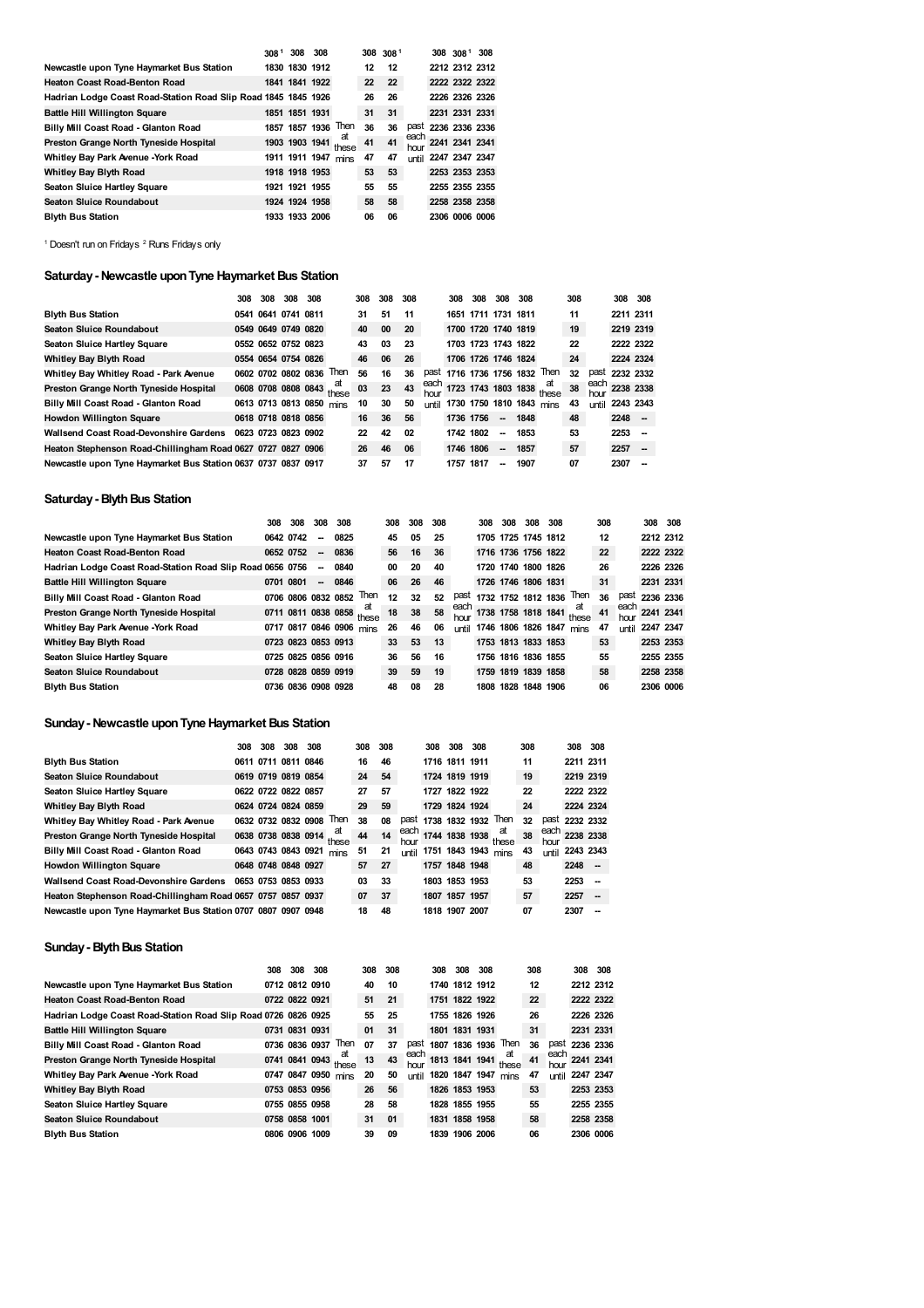| | 308[1] | 308 | 308 | | 308 | 308[1] | | 308 | 308[1] | 308 |
|---|---|---|---|---|---|---|---|---|---|---|
| Newcastle upon Tyne Haymarket Bus Station | | 1830 | 1830 | 1912 | 12 | 12 | | 2212 | 2312 | 2312 |
| Heaton Coast Road-Benton Road | | 1841 | 1841 | 1922 | 22 | 22 | | 2222 | 2322 | 2322 |
| Hadrian Lodge Coast Road-Station Road Slip Road | 1845 | 1845 | 1926 | | 26 | 26 | | 2226 | 2326 | 2326 |
| Battle Hill Willington Square | 1851 | 1851 | 1931 | | 31 | 31 | | 2231 | 2331 | 2331 |
| Billy Mill Coast Road - Glanton Road | 1857 | 1857 | 1936 | Then | 36 | 36 | past | 2236 | 2336 | 2336 |
| Preston Grange North Tyneside Hospital | 1903 | 1903 | 1941 | at these | 41 | 41 | each hour | 2241 | 2341 | 2341 |
| Whitley Bay Park Avenue -York Road | 1911 | 1911 | 1947 | mins | 47 | 47 | until | 2247 | 2347 | 2347 |
| Whitley Bay Blyth Road | 1918 | 1918 | 1953 | | 53 | 53 | | 2253 | 2353 | 2353 |
| Seaton Sluice Hartley Square | 1921 | 1921 | 1955 | | 55 | 55 | | 2255 | 2355 | 2355 |
| Seaton Sluice Roundabout | 1924 | 1924 | 1958 | | 58 | 58 | | 2258 | 2358 | 2358 |
| Blyth Bus Station | 1933 | 1933 | 2006 | | 06 | 06 | | 2306 | 0006 | 0006 |

[1] Doesn't run on Fridays [2] Runs Fridays only

## Saturday - Newcastle upon Tyne Haymarket Bus Station

| | 308 | 308 | 308 | 308 | | 308 | 308 | 308 | | 308 | 308 | 308 | 308 | | 308 | | 308 | 308 |
|---|---|---|---|---|---|---|---|---|---|---|---|---|---|---|---|---|---|---|
| Blyth Bus Station | 0541 | 0641 | 0741 | 0811 | | 31 | 51 | 11 | | 1651 | 1711 | 1731 | 1811 | | 11 | | 2211 | 2311 |
| Seaton Sluice Roundabout | 0549 | 0649 | 0749 | 0820 | | 40 | 00 | 20 | | 1700 | 1720 | 1740 | 1819 | | 19 | | 2219 | 2319 |
| Seaton Sluice Hartley Square | 0552 | 0652 | 0752 | 0823 | | 43 | 03 | 23 | | 1703 | 1723 | 1743 | 1822 | | 22 | | 2222 | 2322 |
| Whitley Bay Blyth Road | 0554 | 0654 | 0754 | 0826 | | 46 | 06 | 26 | | 1706 | 1726 | 1746 | 1824 | | 24 | | 2224 | 2324 |
| Whitley Bay Whitley Road - Park Avenue | 0602 | 0702 | 0802 | 0836 | Then | 56 | 16 | 36 | past | 1716 | 1736 | 1756 | 1832 | Then | 32 | past | 2232 | 2332 |
| Preston Grange North Tyneside Hospital | 0608 | 0708 | 0808 | 0843 | at these | 03 | 23 | 43 | each hour | 1723 | 1743 | 1803 | 1838 | at these | 38 | each hour | 2238 | 2338 |
| Billy Mill Coast Road - Glanton Road | 0613 | 0713 | 0813 | 0850 | mins | 10 | 30 | 50 | until | 1730 | 1750 | 1810 | 1843 | mins | 43 | until | 2243 | 2343 |
| Howdon Willington Square | 0618 | 0718 | 0818 | 0856 | | 16 | 36 | 56 | | 1736 | 1756 | -- | 1848 | | 48 | | 2248 | -- |
| Wallsend Coast Road-Devonshire Gardens | 0623 | 0723 | 0823 | 0902 | | 22 | 42 | 02 | | 1742 | 1802 | -- | 1853 | | 53 | | 2253 | -- |
| Heaton Stephenson Road-Chillingham Road | 0627 | 0727 | 0827 | 0906 | | 26 | 46 | 06 | | 1746 | 1806 | -- | 1857 | | 57 | | 2257 | -- |
| Newcastle upon Tyne Haymarket Bus Station | 0637 | 0737 | 0837 | 0917 | | 37 | 57 | 17 | | 1757 | 1817 | -- | 1907 | | 07 | | 2307 | -- |

## Saturday - Blyth Bus Station

| | 308 | 308 | 308 | 308 | | 308 | 308 | 308 | | 308 | 308 | 308 | 308 | | 308 | | 308 | 308 |
|---|---|---|---|---|---|---|---|---|---|---|---|---|---|---|---|---|---|---|
| Newcastle upon Tyne Haymarket Bus Station | | 0642 | 0742 | -- | 0825 | 45 | 05 | 25 | | 1705 | 1725 | 1745 | 1812 | | 12 | | 2212 | 2312 |
| Heaton Coast Road-Benton Road | | 0652 | 0752 | -- | 0836 | 56 | 16 | 36 | | 1716 | 1736 | 1756 | 1822 | | 22 | | 2222 | 2322 |
| Hadrian Lodge Coast Road-Station Road Slip Road | 0656 | 0756 | -- | 0840 | | 00 | 20 | 40 | | 1720 | 1740 | 1800 | 1826 | | 26 | | 2226 | 2326 |
| Battle Hill Willington Square | 0701 | 0801 | -- | 0846 | | 06 | 26 | 46 | | 1726 | 1746 | 1806 | 1831 | | 31 | | 2231 | 2331 |
| Billy Mill Coast Road - Glanton Road | 0706 | 0806 | 0832 | 0852 | Then | 12 | 32 | 52 | past | 1732 | 1752 | 1812 | 1836 | Then | 36 | past | 2236 | 2336 |
| Preston Grange North Tyneside Hospital | 0711 | 0811 | 0838 | 0858 | at these | 18 | 38 | 58 | each hour | 1738 | 1758 | 1818 | 1841 | at these | 41 | each hour | 2241 | 2341 |
| Whitley Bay Park Avenue -York Road | 0717 | 0817 | 0846 | 0906 | mins | 26 | 46 | 06 | until | 1746 | 1806 | 1826 | 1847 | mins | 47 | until | 2247 | 2347 |
| Whitley Bay Blyth Road | 0723 | 0823 | 0853 | 0913 | | 33 | 53 | 13 | | 1753 | 1813 | 1833 | 1853 | | 53 | | 2253 | 2353 |
| Seaton Sluice Hartley Square | 0725 | 0825 | 0856 | 0916 | | 36 | 56 | 16 | | 1756 | 1816 | 1836 | 1855 | | 55 | | 2255 | 2355 |
| Seaton Sluice Roundabout | 0728 | 0828 | 0859 | 0919 | | 39 | 59 | 19 | | 1759 | 1819 | 1839 | 1858 | | 58 | | 2258 | 2358 |
| Blyth Bus Station | 0736 | 0836 | 0908 | 0928 | | 48 | 08 | 28 | | 1808 | 1828 | 1848 | 1906 | | 06 | | 2306 | 0006 |

## Sunday - Newcastle upon Tyne Haymarket Bus Station

| | 308 | 308 | 308 | 308 | | 308 | 308 | | 308 | 308 | 308 | | 308 | | 308 | 308 |
|---|---|---|---|---|---|---|---|---|---|---|---|---|---|---|---|---|
| Blyth Bus Station | 0611 | 0711 | 0811 | 0846 | | 16 | 46 | | 1716 | 1811 | 1911 | | 11 | | 2211 | 2311 |
| Seaton Sluice Roundabout | 0619 | 0719 | 0819 | 0854 | | 24 | 54 | | 1724 | 1819 | 1919 | | 19 | | 2219 | 2319 |
| Seaton Sluice Hartley Square | 0622 | 0722 | 0822 | 0857 | | 27 | 57 | | 1727 | 1822 | 1922 | | 22 | | 2222 | 2322 |
| Whitley Bay Blyth Road | 0624 | 0724 | 0824 | 0859 | | 29 | 59 | | 1729 | 1824 | 1924 | | 24 | | 2224 | 2324 |
| Whitley Bay Whitley Road - Park Avenue | 0632 | 0732 | 0832 | 0908 | Then | 38 | 08 | past | 1738 | 1832 | 1932 | Then | 32 | past | 2232 | 2332 |
| Preston Grange North Tyneside Hospital | 0638 | 0738 | 0838 | 0914 | at these | 44 | 14 | each hour | 1744 | 1838 | 1938 | at these | 38 | each hour | 2238 | 2338 |
| Billy Mill Coast Road - Glanton Road | 0643 | 0743 | 0843 | 0921 | mins | 51 | 21 | until | 1751 | 1843 | 1943 | mins | 43 | until | 2243 | 2343 |
| Howdon Willington Square | 0648 | 0748 | 0848 | 0927 | | 57 | 27 | | 1757 | 1848 | 1948 | | 48 | | 2248 | -- |
| Wallsend Coast Road-Devonshire Gardens | 0653 | 0753 | 0853 | 0933 | | 03 | 33 | | 1803 | 1853 | 1953 | | 53 | | 2253 | -- |
| Heaton Stephenson Road-Chillingham Road | 0657 | 0757 | 0857 | 0937 | | 07 | 37 | | 1807 | 1857 | 1957 | | 57 | | 2257 | -- |
| Newcastle upon Tyne Haymarket Bus Station | 0707 | 0807 | 0907 | 0948 | | 18 | 48 | | 1818 | 1907 | 2007 | | 07 | | 2307 | -- |

## Sunday - Blyth Bus Station

| | 308 | 308 | 308 | | 308 | 308 | | 308 | 308 | 308 | | 308 | | 308 | 308 |
|---|---|---|---|---|---|---|---|---|---|---|---|---|---|---|---|
| Newcastle upon Tyne Haymarket Bus Station | | 0712 | 0812 | 0910 | 40 | 10 | | 1740 | 1812 | 1912 | | 12 | | 2212 | 2312 |
| Heaton Coast Road-Benton Road | | 0722 | 0822 | 0921 | 51 | 21 | | 1751 | 1822 | 1922 | | 22 | | 2222 | 2322 |
| Hadrian Lodge Coast Road-Station Road Slip Road | 0726 | 0826 | 0925 | | 55 | 25 | | 1755 | 1826 | 1926 | | 26 | | 2226 | 2326 |
| Battle Hill Willington Square | 0731 | 0831 | 0931 | | 01 | 31 | | 1801 | 1831 | 1931 | | 31 | | 2231 | 2331 |
| Billy Mill Coast Road - Glanton Road | 0736 | 0836 | 0937 | Then | 07 | 37 | past | 1807 | 1836 | 1936 | Then | 36 | past | 2236 | 2336 |
| Preston Grange North Tyneside Hospital | 0741 | 0841 | 0943 | at these | 13 | 43 | each hour | 1813 | 1841 | 1941 | at these | 41 | each hour | 2241 | 2341 |
| Whitley Bay Park Avenue -York Road | 0747 | 0847 | 0950 | mins | 20 | 50 | until | 1820 | 1847 | 1947 | mins | 47 | until | 2247 | 2347 |
| Whitley Bay Blyth Road | 0753 | 0853 | 0956 | | 26 | 56 | | 1826 | 1853 | 1953 | | 53 | | 2253 | 2353 |
| Seaton Sluice Hartley Square | 0755 | 0855 | 0958 | | 28 | 58 | | 1828 | 1855 | 1955 | | 55 | | 2255 | 2355 |
| Seaton Sluice Roundabout | 0758 | 0858 | 1001 | | 31 | 01 | | 1831 | 1858 | 1958 | | 58 | | 2258 | 2358 |
| Blyth Bus Station | 0806 | 0906 | 1009 | | 39 | 09 | | 1839 | 1906 | 2006 | | 06 | | 2306 | 0006 |